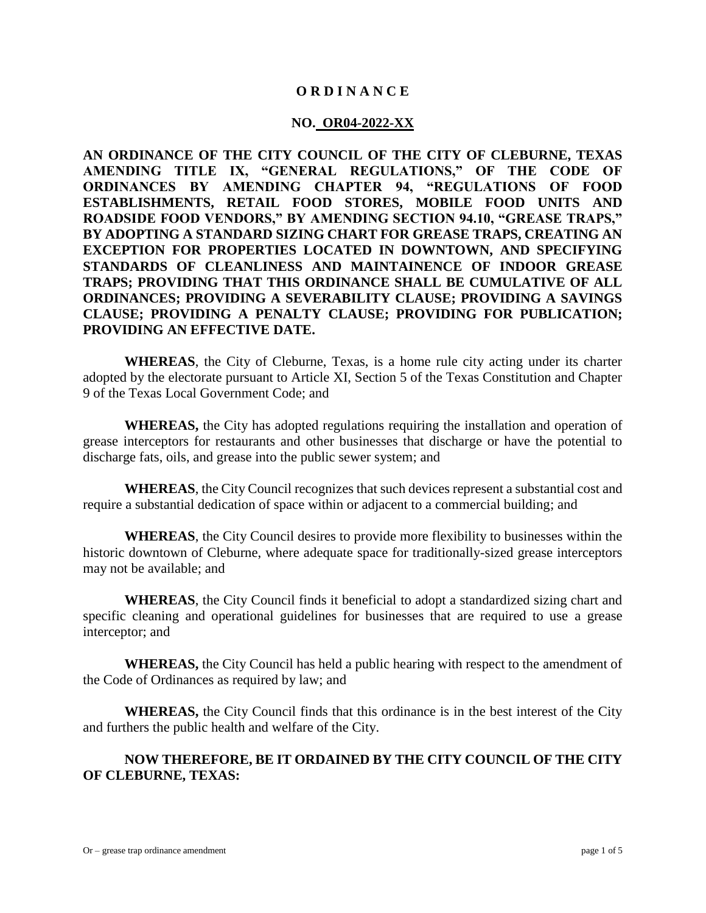# O R D I N A N C E

## NO. OR04-2022-XX

**AN ORDINANCE OF THE CITY COUNCIL OF THE CITY OF CLEBURNE, TEXAS AMENDING TITLE IX, "GENERAL REGULATIONS," OF THE CODE OF ORDINANCES BY AMENDING CHAPTER 94, "REGULATIONS OF FOOD ESTABLISHMENTS, RETAIL FOOD STORES, MOBILE FOOD UNITS AND ROADSIDE FOOD VENDORS," BY AMENDING SECTION 94.10, "GREASE TRAPS," BY ADOPTING A STANDARD SIZING CHART FOR GREASE TRAPS, CREATING AN EXCEPTION FOR PROPERTIES LOCATED IN DOWNTOWN, AND SPECIFYING STANDARDS OF CLEANLINESS AND MAINTAINENCE OF INDOOR GREASE TRAPS; PROVIDING THAT THIS ORDINANCE SHALL BE CUMULATIVE OF ALL ORDINANCES; PROVIDING A SEVERABILITY CLAUSE; PROVIDING A SAVINGS CLAUSE; PROVIDING A PENALTY CLAUSE; PROVIDING FOR PUBLICATION; PROVIDING AN EFFECTIVE DATE.**

**WHEREAS**, the City of Cleburne, Texas, is a home rule city acting under its charter adopted by the electorate pursuant to Article XI, Section 5 of the Texas Constitution and Chapter 9 of the Texas Local Government Code; and

**WHEREAS,** the City has adopted regulations requiring the installation and operation of grease interceptors for restaurants and other businesses that discharge or have the potential to discharge fats, oils, and grease into the public sewer system; and

**WHEREAS**, the City Council recognizes that such devices represent a substantial cost and require a substantial dedication of space within or adjacent to a commercial building; and

**WHEREAS**, the City Council desires to provide more flexibility to businesses within the historic downtown of Cleburne, where adequate space for traditionally-sized grease interceptors may not be available; and

**WHEREAS**, the City Council finds it beneficial to adopt a standardized sizing chart and specific cleaning and operational guidelines for businesses that are required to use a grease interceptor; and

**WHEREAS,** the City Council has held a public hearing with respect to the amendment of the Code of Ordinances as required by law; and

**WHEREAS,** the City Council finds that this ordinance is in the best interest of the City and furthers the public health and welfare of the City.

**NOW THEREFORE, BE IT ORDAINED BY THE CITY COUNCIL OF THE CITY OF CLEBURNE, TEXAS:**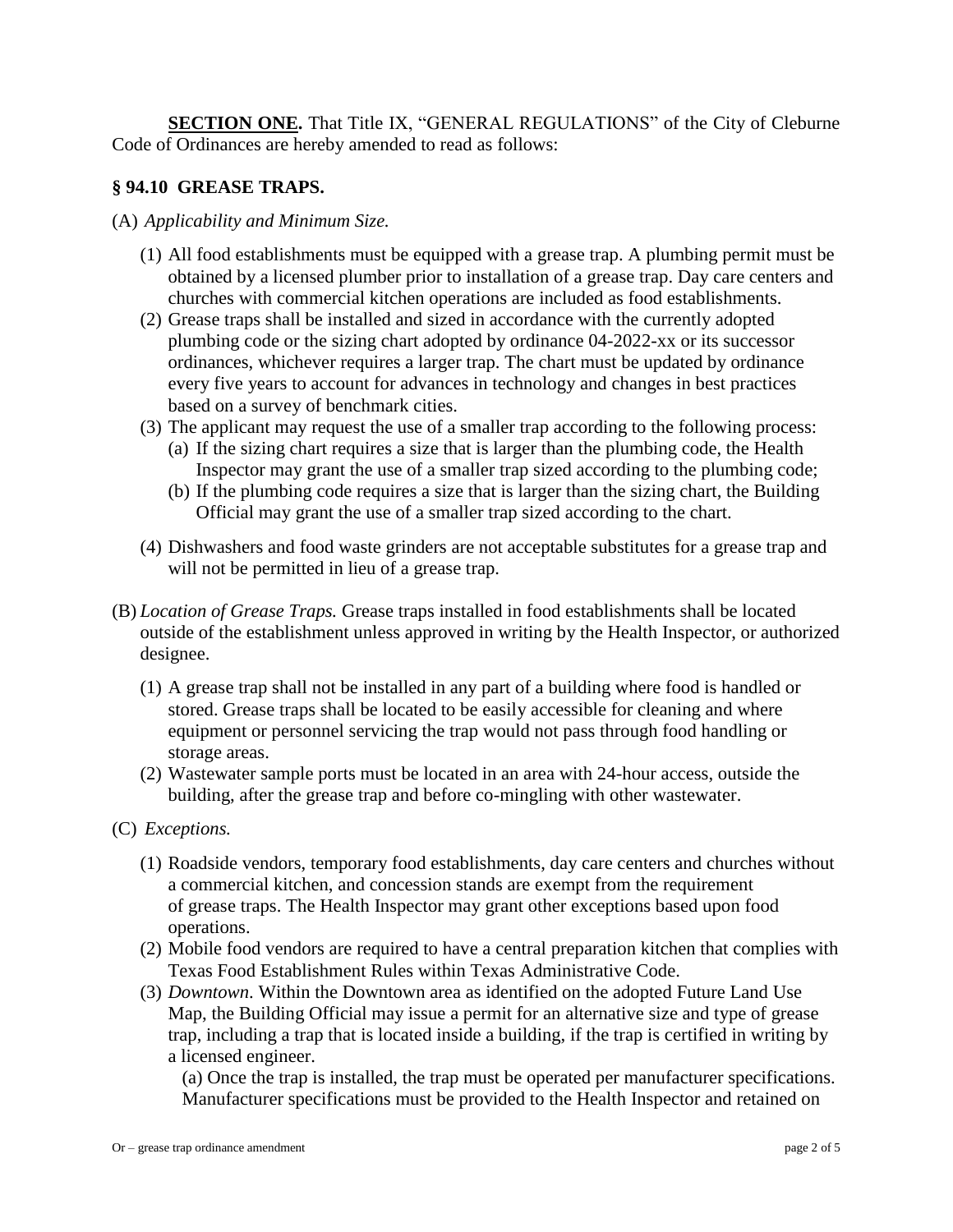**SECTION ONE.** That Title IX, "GENERAL REGULATIONS" of the City of Cleburne Code of Ordinances are hereby amended to read as follows:

## § 94.10 GREASE TRAPS.

(A) *Applicability and Minimum Size.*

(1) All food establishments must be equipped with a grease trap. A plumbing permit must be obtained by a licensed plumber prior to installation of a grease trap. Day care centers and churches with commercial kitchen operations are included as food establishments.

(2) Grease traps shall be installed and sized in accordance with the currently adopted plumbing code or the sizing chart adopted by ordinance 04-2022-xx or its successor ordinances, whichever requires a larger trap. The chart must be updated by ordinance every five years to account for advances in technology and changes in best practices based on a survey of benchmark cities.

(3) The applicant may request the use of a smaller trap according to the following process:

(a) If the sizing chart requires a size that is larger than the plumbing code, the Health Inspector may grant the use of a smaller trap sized according to the plumbing code;

(b) If the plumbing code requires a size that is larger than the sizing chart, the Building Official may grant the use of a smaller trap sized according to the chart.

(4) Dishwashers and food waste grinders are not acceptable substitutes for a grease trap and will not be permitted in lieu of a grease trap.

(B) *Location of Grease Traps.* Grease traps installed in food establishments shall be located outside of the establishment unless approved in writing by the Health Inspector, or authorized designee.

(1) A grease trap shall not be installed in any part of a building where food is handled or stored. Grease traps shall be located to be easily accessible for cleaning and where equipment or personnel servicing the trap would not pass through food handling or storage areas.

(2) Wastewater sample ports must be located in an area with 24-hour access, outside the building, after the grease trap and before co-mingling with other wastewater.

(C) *Exceptions.*

(1) Roadside vendors, temporary food establishments, day care centers and churches without a commercial kitchen, and concession stands are exempt from the requirement of grease traps. The Health Inspector may grant other exceptions based upon food operations.

(2) Mobile food vendors are required to have a central preparation kitchen that complies with Texas Food Establishment Rules within Texas Administrative Code.

(3) *Downtown*. Within the Downtown area as identified on the adopted Future Land Use Map, the Building Official may issue a permit for an alternative size and type of grease trap, including a trap that is located inside a building, if the trap is certified in writing by a licensed engineer.

(a) Once the trap is installed, the trap must be operated per manufacturer specifications. Manufacturer specifications must be provided to the Health Inspector and retained on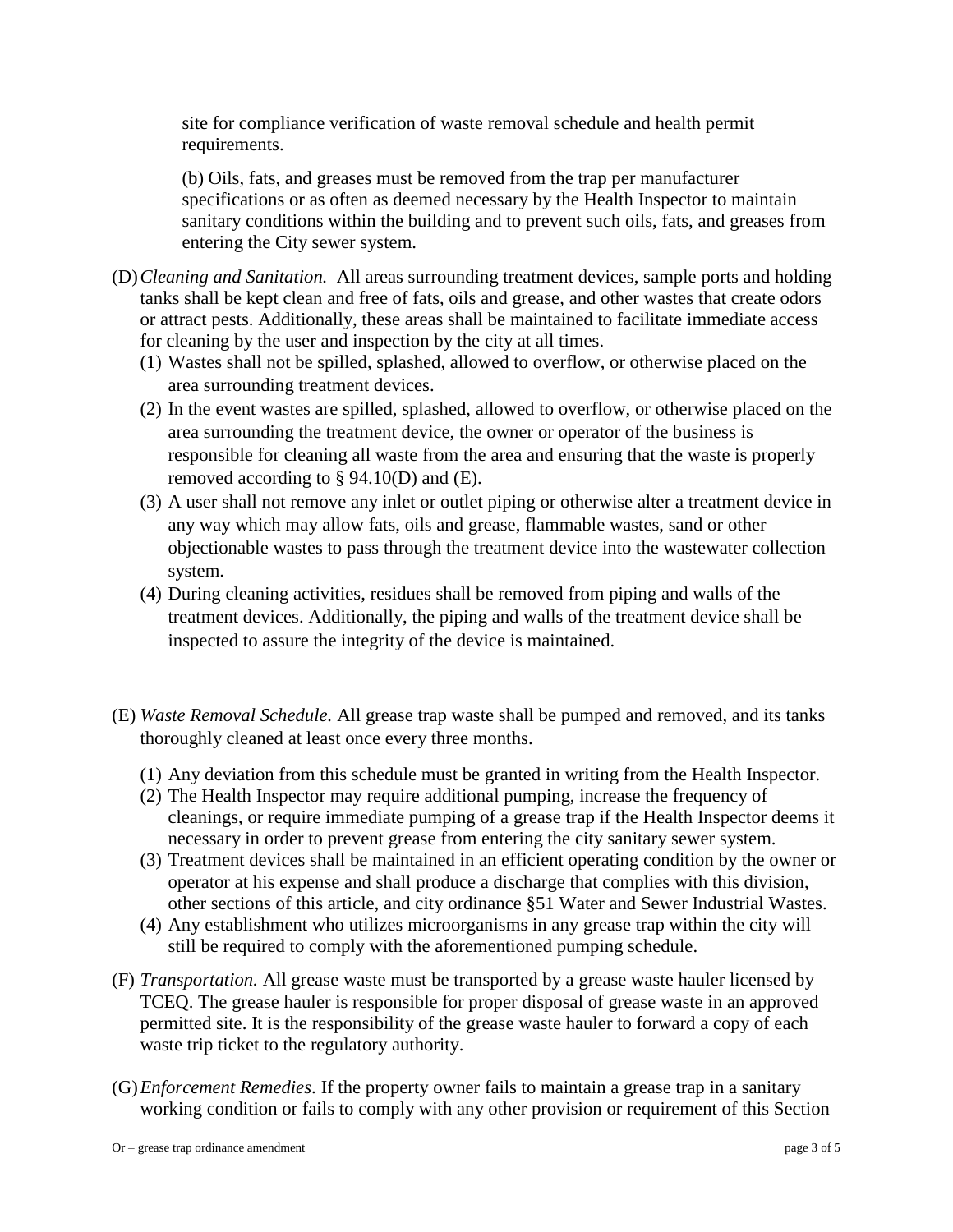site for compliance verification of waste removal schedule and health permit requirements.

(b) Oils, fats, and greases must be removed from the trap per manufacturer specifications or as often as deemed necessary by the Health Inspector to maintain sanitary conditions within the building and to prevent such oils, fats, and greases from entering the City sewer system.

(D) *Cleaning and Sanitation.* All areas surrounding treatment devices, sample ports and holding tanks shall be kept clean and free of fats, oils and grease, and other wastes that create odors or attract pests. Additionally, these areas shall be maintained to facilitate immediate access for cleaning by the user and inspection by the city at all times.

(1) Wastes shall not be spilled, splashed, allowed to overflow, or otherwise placed on the area surrounding treatment devices.

(2) In the event wastes are spilled, splashed, allowed to overflow, or otherwise placed on the area surrounding the treatment device, the owner or operator of the business is responsible for cleaning all waste from the area and ensuring that the waste is properly removed according to § 94.10(D) and (E).

(3) A user shall not remove any inlet or outlet piping or otherwise alter a treatment device in any way which may allow fats, oils and grease, flammable wastes, sand or other objectionable wastes to pass through the treatment device into the wastewater collection system.

(4) During cleaning activities, residues shall be removed from piping and walls of the treatment devices. Additionally, the piping and walls of the treatment device shall be inspected to assure the integrity of the device is maintained.

(E) *Waste Removal Schedule.* All grease trap waste shall be pumped and removed, and its tanks thoroughly cleaned at least once every three months.

(1) Any deviation from this schedule must be granted in writing from the Health Inspector.

(2) The Health Inspector may require additional pumping, increase the frequency of cleanings, or require immediate pumping of a grease trap if the Health Inspector deems it necessary in order to prevent grease from entering the city sanitary sewer system.

(3) Treatment devices shall be maintained in an efficient operating condition by the owner or operator at his expense and shall produce a discharge that complies with this division, other sections of this article, and city ordinance §51 Water and Sewer Industrial Wastes.

(4) Any establishment who utilizes microorganisms in any grease trap within the city will still be required to comply with the aforementioned pumping schedule.

(F) *Transportation.* All grease waste must be transported by a grease waste hauler licensed by TCEQ. The grease hauler is responsible for proper disposal of grease waste in an approved permitted site. It is the responsibility of the grease waste hauler to forward a copy of each waste trip ticket to the regulatory authority.

(G) *Enforcement Remedies*. If the property owner fails to maintain a grease trap in a sanitary working condition or fails to comply with any other provision or requirement of this Section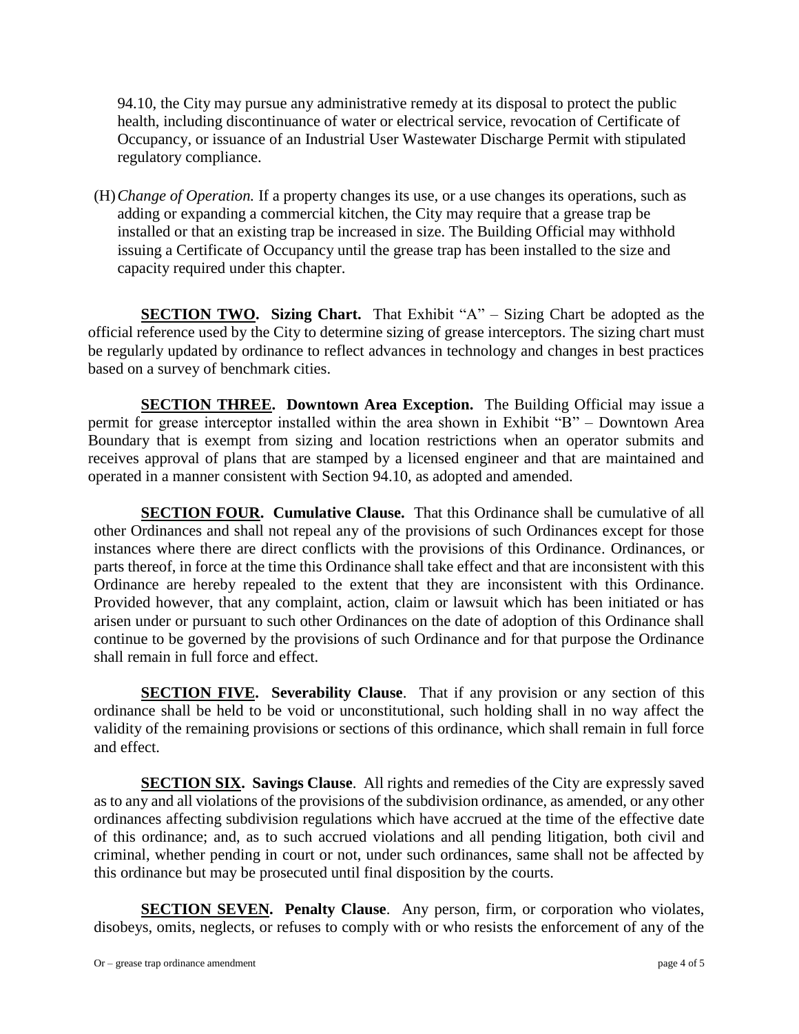94.10, the City may pursue any administrative remedy at its disposal to protect the public health, including discontinuance of water or electrical service, revocation of Certificate of Occupancy, or issuance of an Industrial User Wastewater Discharge Permit with stipulated regulatory compliance.

(H) *Change of Operation.* If a property changes its use, or a use changes its operations, such as adding or expanding a commercial kitchen, the City may require that a grease trap be installed or that an existing trap be increased in size. The Building Official may withhold issuing a Certificate of Occupancy until the grease trap has been installed to the size and capacity required under this chapter.

**SECTION TWO. Sizing Chart.** That Exhibit "A" – Sizing Chart be adopted as the official reference used by the City to determine sizing of grease interceptors. The sizing chart must be regularly updated by ordinance to reflect advances in technology and changes in best practices based on a survey of benchmark cities.

**SECTION THREE. Downtown Area Exception.** The Building Official may issue a permit for grease interceptor installed within the area shown in Exhibit "B" – Downtown Area Boundary that is exempt from sizing and location restrictions when an operator submits and receives approval of plans that are stamped by a licensed engineer and that are maintained and operated in a manner consistent with Section 94.10, as adopted and amended.

**SECTION FOUR. Cumulative Clause.** That this Ordinance shall be cumulative of all other Ordinances and shall not repeal any of the provisions of such Ordinances except for those instances where there are direct conflicts with the provisions of this Ordinance. Ordinances, or parts thereof, in force at the time this Ordinance shall take effect and that are inconsistent with this Ordinance are hereby repealed to the extent that they are inconsistent with this Ordinance. Provided however, that any complaint, action, claim or lawsuit which has been initiated or has arisen under or pursuant to such other Ordinances on the date of adoption of this Ordinance shall continue to be governed by the provisions of such Ordinance and for that purpose the Ordinance shall remain in full force and effect.

**SECTION FIVE. Severability Clause**. That if any provision or any section of this ordinance shall be held to be void or unconstitutional, such holding shall in no way affect the validity of the remaining provisions or sections of this ordinance, which shall remain in full force and effect.

**SECTION SIX. Savings Clause**. All rights and remedies of the City are expressly saved as to any and all violations of the provisions of the subdivision ordinance, as amended, or any other ordinances affecting subdivision regulations which have accrued at the time of the effective date of this ordinance; and, as to such accrued violations and all pending litigation, both civil and criminal, whether pending in court or not, under such ordinances, same shall not be affected by this ordinance but may be prosecuted until final disposition by the courts.

**SECTION SEVEN. Penalty Clause**. Any person, firm, or corporation who violates, disobeys, omits, neglects, or refuses to comply with or who resists the enforcement of any of the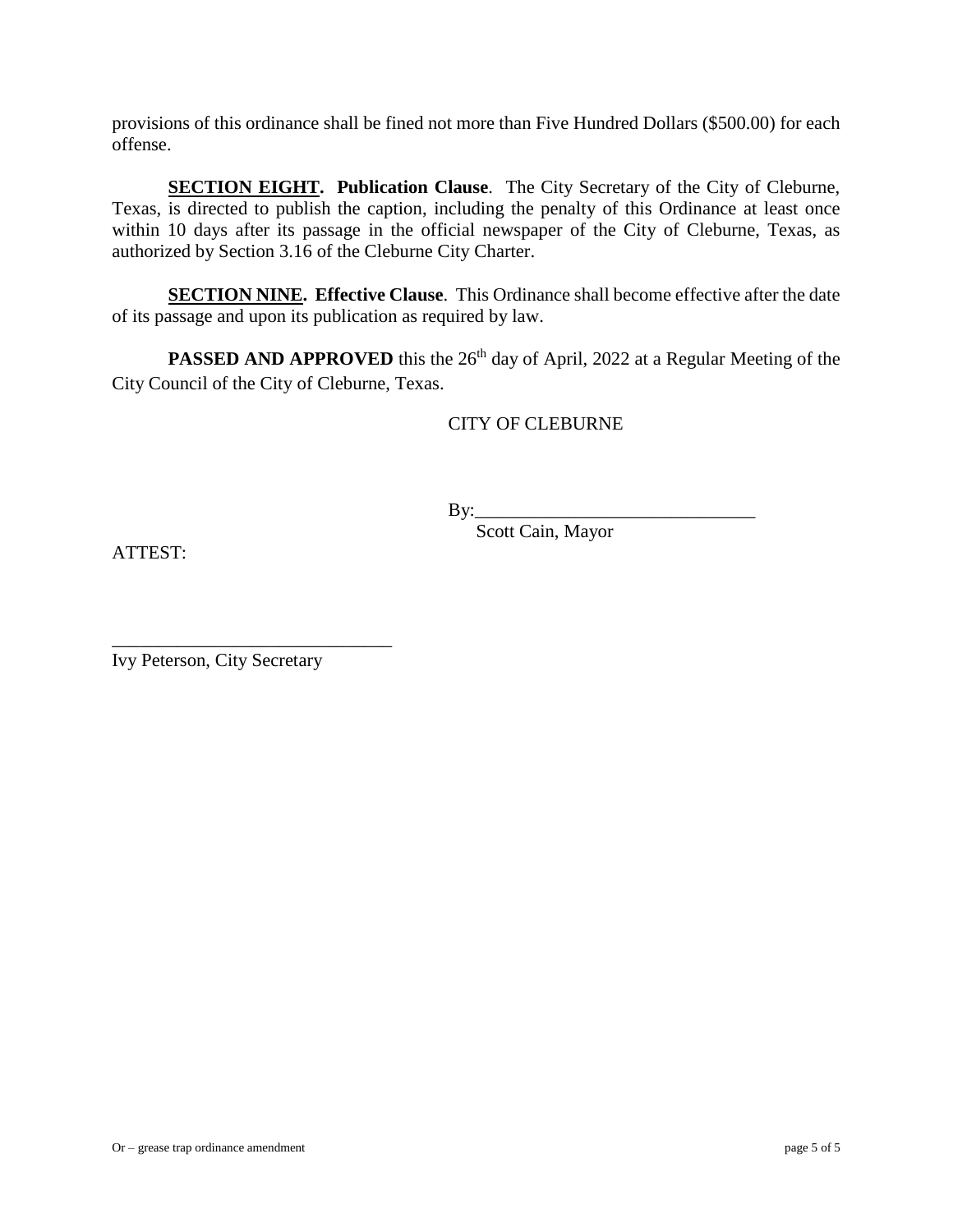provisions of this ordinance shall be fined not more than Five Hundred Dollars ($500.00) for each offense.

**SECTION EIGHT. Publication Clause**. The City Secretary of the City of Cleburne, Texas, is directed to publish the caption, including the penalty of this Ordinance at least once within 10 days after its passage in the official newspaper of the City of Cleburne, Texas, as authorized by Section 3.16 of the Cleburne City Charter.

**SECTION NINE. Effective Clause**. This Ordinance shall become effective after the date of its passage and upon its publication as required by law.

**PASSED AND APPROVED** this the 26th day of April, 2022 at a Regular Meeting of the City Council of the City of Cleburne, Texas.

CITY OF CLEBURNE

By:\_\_\_\_\_\_\_\_\_\_\_\_\_\_\_\_\_\_\_\_\_\_\_\_\_\_\_\_\_\_
Scott Cain, Mayor

ATTEST:

\_\_\_\_\_\_\_\_\_\_\_\_\_\_\_\_\_\_\_\_\_\_\_\_\_\_\_\_\_\_
Ivy Peterson, City Secretary